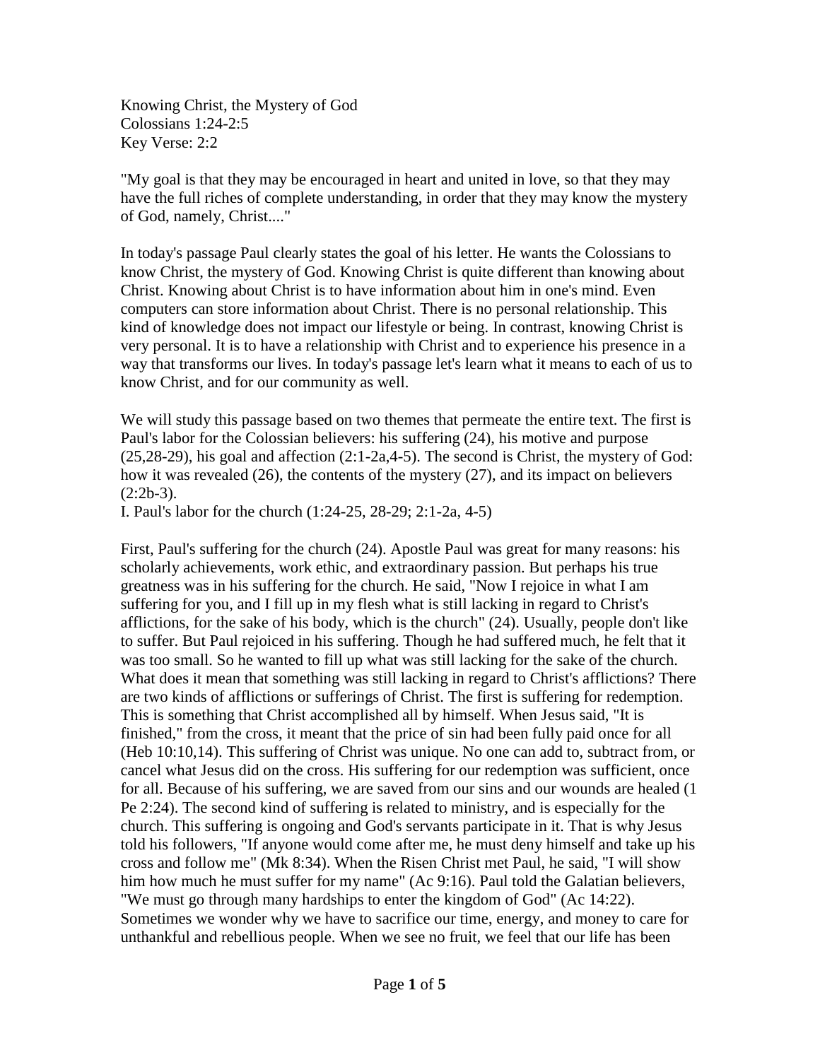Knowing Christ, the Mystery of God
Colossians 1:24-2:5
Key Verse: 2:2

"My goal is that they may be encouraged in heart and united in love, so that they may have the full riches of complete understanding, in order that they may know the mystery of God, namely, Christ...."

In today's passage Paul clearly states the goal of his letter. He wants the Colossians to know Christ, the mystery of God. Knowing Christ is quite different than knowing about Christ. Knowing about Christ is to have information about him in one's mind. Even computers can store information about Christ. There is no personal relationship. This kind of knowledge does not impact our lifestyle or being. In contrast, knowing Christ is very personal. It is to have a relationship with Christ and to experience his presence in a way that transforms our lives. In today's passage let's learn what it means to each of us to know Christ, and for our community as well.

We will study this passage based on two themes that permeate the entire text. The first is Paul's labor for the Colossian believers: his suffering (24), his motive and purpose (25,28-29), his goal and affection (2:1-2a,4-5). The second is Christ, the mystery of God: how it was revealed (26), the contents of the mystery (27), and its impact on believers (2:2b-3).

I. Paul's labor for the church (1:24-25, 28-29; 2:1-2a, 4-5)

First, Paul's suffering for the church (24). Apostle Paul was great for many reasons: his scholarly achievements, work ethic, and extraordinary passion. But perhaps his true greatness was in his suffering for the church. He said, "Now I rejoice in what I am suffering for you, and I fill up in my flesh what is still lacking in regard to Christ's afflictions, for the sake of his body, which is the church" (24). Usually, people don't like to suffer. But Paul rejoiced in his suffering. Though he had suffered much, he felt that it was too small. So he wanted to fill up what was still lacking for the sake of the church. What does it mean that something was still lacking in regard to Christ's afflictions? There are two kinds of afflictions or sufferings of Christ. The first is suffering for redemption. This is something that Christ accomplished all by himself. When Jesus said, "It is finished," from the cross, it meant that the price of sin had been fully paid once for all (Heb 10:10,14). This suffering of Christ was unique. No one can add to, subtract from, or cancel what Jesus did on the cross. His suffering for our redemption was sufficient, once for all. Because of his suffering, we are saved from our sins and our wounds are healed (1 Pe 2:24). The second kind of suffering is related to ministry, and is especially for the church. This suffering is ongoing and God's servants participate in it. That is why Jesus told his followers, "If anyone would come after me, he must deny himself and take up his cross and follow me" (Mk 8:34). When the Risen Christ met Paul, he said, "I will show him how much he must suffer for my name" (Ac 9:16). Paul told the Galatian believers, "We must go through many hardships to enter the kingdom of God" (Ac 14:22). Sometimes we wonder why we have to sacrifice our time, energy, and money to care for unthankful and rebellious people. When we see no fruit, we feel that our life has been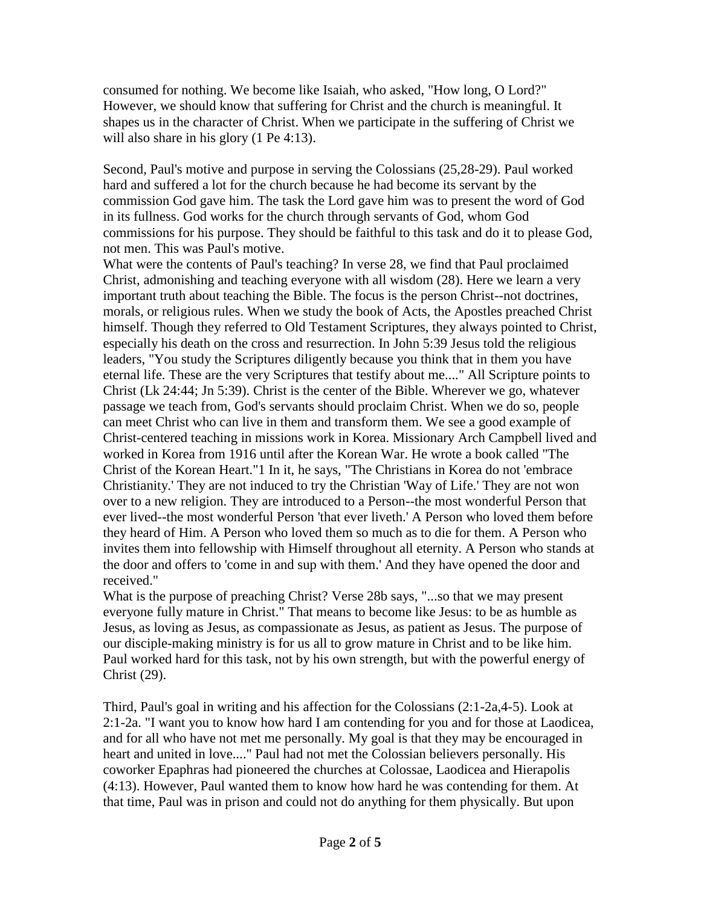consumed for nothing. We become like Isaiah, who asked, "How long, O Lord?" However, we should know that suffering for Christ and the church is meaningful. It shapes us in the character of Christ. When we participate in the suffering of Christ we will also share in his glory (1 Pe 4:13).

Second, Paul's motive and purpose in serving the Colossians (25,28-29). Paul worked hard and suffered a lot for the church because he had become its servant by the commission God gave him. The task the Lord gave him was to present the word of God in its fullness. God works for the church through servants of God, whom God commissions for his purpose. They should be faithful to this task and do it to please God, not men. This was Paul's motive.

What were the contents of Paul's teaching? In verse 28, we find that Paul proclaimed Christ, admonishing and teaching everyone with all wisdom (28). Here we learn a very important truth about teaching the Bible. The focus is the person Christ--not doctrines, morals, or religious rules. When we study the book of Acts, the Apostles preached Christ himself. Though they referred to Old Testament Scriptures, they always pointed to Christ, especially his death on the cross and resurrection. In John 5:39 Jesus told the religious leaders, "You study the Scriptures diligently because you think that in them you have eternal life. These are the very Scriptures that testify about me...." All Scripture points to Christ (Lk 24:44; Jn 5:39). Christ is the center of the Bible. Wherever we go, whatever passage we teach from, God's servants should proclaim Christ. When we do so, people can meet Christ who can live in them and transform them. We see a good example of Christ-centered teaching in missions work in Korea. Missionary Arch Campbell lived and worked in Korea from 1916 until after the Korean War. He wrote a book called "The Christ of the Korean Heart."[1] In it, he says, "The Christians in Korea do not 'embrace Christianity.' They are not induced to try the Christian 'Way of Life.' They are not won over to a new religion. They are introduced to a Person--the most wonderful Person that ever lived--the most wonderful Person 'that ever liveth.' A Person who loved them before they heard of Him. A Person who loved them so much as to die for them. A Person who invites them into fellowship with Himself throughout all eternity. A Person who stands at the door and offers to 'come in and sup with them.' And they have opened the door and received."

What is the purpose of preaching Christ? Verse 28b says, "...so that we may present everyone fully mature in Christ." That means to become like Jesus: to be as humble as Jesus, as loving as Jesus, as compassionate as Jesus, as patient as Jesus. The purpose of our disciple-making ministry is for us all to grow mature in Christ and to be like him. Paul worked hard for this task, not by his own strength, but with the powerful energy of Christ (29).

Third, Paul's goal in writing and his affection for the Colossians (2:1-2a,4-5). Look at 2:1-2a. "I want you to know how hard I am contending for you and for those at Laodicea, and for all who have not met me personally. My goal is that they may be encouraged in heart and united in love...." Paul had not met the Colossian believers personally. His coworker Epaphras had pioneered the churches at Colossae, Laodicea and Hierapolis (4:13). However, Paul wanted them to know how hard he was contending for them. At that time, Paul was in prison and could not do anything for them physically. But upon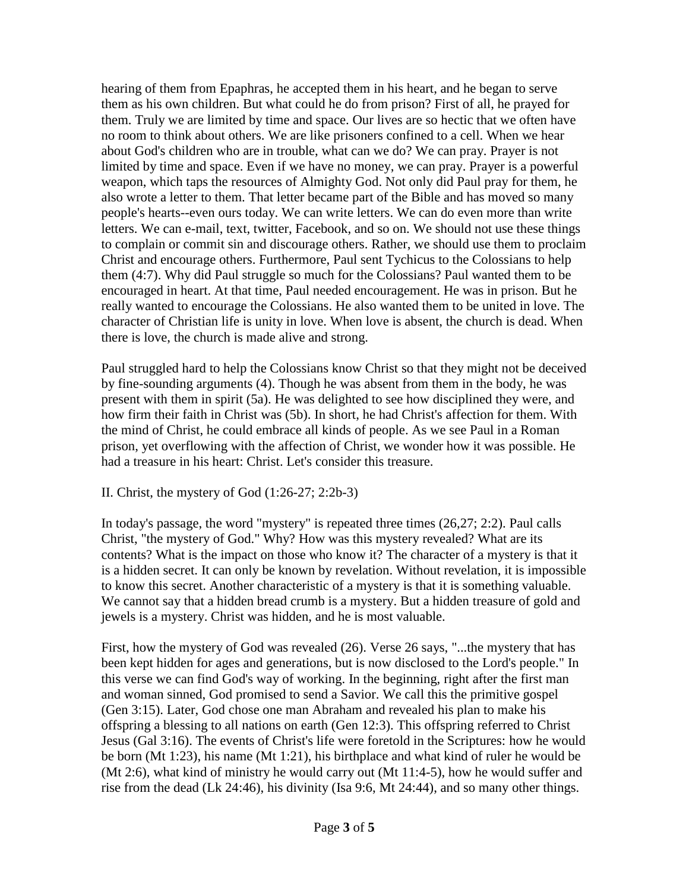hearing of them from Epaphras, he accepted them in his heart, and he began to serve them as his own children. But what could he do from prison? First of all, he prayed for them. Truly we are limited by time and space. Our lives are so hectic that we often have no room to think about others. We are like prisoners confined to a cell. When we hear about God's children who are in trouble, what can we do? We can pray. Prayer is not limited by time and space. Even if we have no money, we can pray. Prayer is a powerful weapon, which taps the resources of Almighty God. Not only did Paul pray for them, he also wrote a letter to them. That letter became part of the Bible and has moved so many people's hearts--even ours today. We can write letters. We can do even more than write letters. We can e-mail, text, twitter, Facebook, and so on. We should not use these things to complain or commit sin and discourage others. Rather, we should use them to proclaim Christ and encourage others. Furthermore, Paul sent Tychicus to the Colossians to help them (4:7). Why did Paul struggle so much for the Colossians? Paul wanted them to be encouraged in heart. At that time, Paul needed encouragement. He was in prison. But he really wanted to encourage the Colossians. He also wanted them to be united in love. The character of Christian life is unity in love. When love is absent, the church is dead. When there is love, the church is made alive and strong.

Paul struggled hard to help the Colossians know Christ so that they might not be deceived by fine-sounding arguments (4). Though he was absent from them in the body, he was present with them in spirit (5a). He was delighted to see how disciplined they were, and how firm their faith in Christ was (5b). In short, he had Christ's affection for them. With the mind of Christ, he could embrace all kinds of people. As we see Paul in a Roman prison, yet overflowing with the affection of Christ, we wonder how it was possible. He had a treasure in his heart: Christ. Let's consider this treasure.

## II. Christ, the mystery of God (1:26-27; 2:2b-3)

In today's passage, the word "mystery" is repeated three times (26,27; 2:2). Paul calls Christ, "the mystery of God." Why? How was this mystery revealed? What are its contents? What is the impact on those who know it? The character of a mystery is that it is a hidden secret. It can only be known by revelation. Without revelation, it is impossible to know this secret. Another characteristic of a mystery is that it is something valuable. We cannot say that a hidden bread crumb is a mystery. But a hidden treasure of gold and jewels is a mystery. Christ was hidden, and he is most valuable.

First, how the mystery of God was revealed (26). Verse 26 says, "...the mystery that has been kept hidden for ages and generations, but is now disclosed to the Lord's people." In this verse we can find God's way of working. In the beginning, right after the first man and woman sinned, God promised to send a Savior. We call this the primitive gospel (Gen 3:15). Later, God chose one man Abraham and revealed his plan to make his offspring a blessing to all nations on earth (Gen 12:3). This offspring referred to Christ Jesus (Gal 3:16). The events of Christ's life were foretold in the Scriptures: how he would be born (Mt 1:23), his name (Mt 1:21), his birthplace and what kind of ruler he would be (Mt 2:6), what kind of ministry he would carry out (Mt 11:4-5), how he would suffer and rise from the dead (Lk 24:46), his divinity (Isa 9:6, Mt 24:44), and so many other things.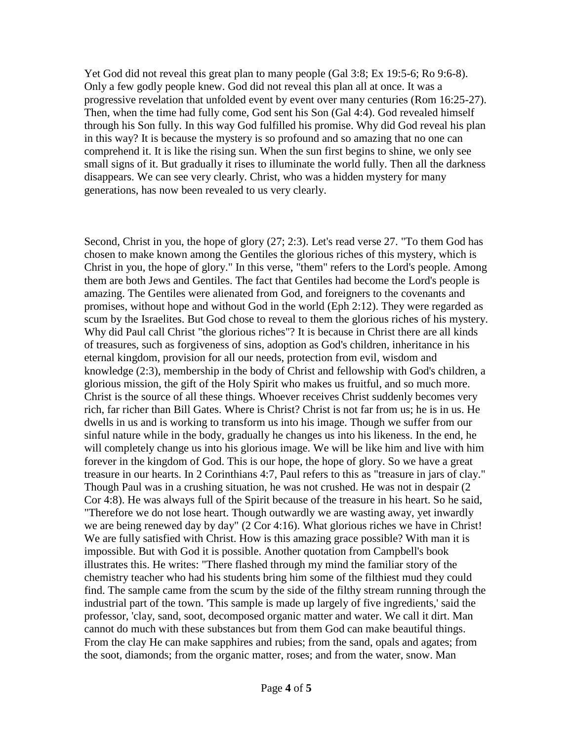Yet God did not reveal this great plan to many people (Gal 3:8; Ex 19:5-6; Ro 9:6-8). Only a few godly people knew. God did not reveal this plan all at once. It was a progressive revelation that unfolded event by event over many centuries (Rom 16:25-27). Then, when the time had fully come, God sent his Son (Gal 4:4). God revealed himself through his Son fully. In this way God fulfilled his promise. Why did God reveal his plan in this way? It is because the mystery is so profound and so amazing that no one can comprehend it. It is like the rising sun. When the sun first begins to shine, we only see small signs of it. But gradually it rises to illuminate the world fully. Then all the darkness disappears. We can see very clearly. Christ, who was a hidden mystery for many generations, has now been revealed to us very clearly.

Second, Christ in you, the hope of glory (27; 2:3). Let's read verse 27. "To them God has chosen to make known among the Gentiles the glorious riches of this mystery, which is Christ in you, the hope of glory." In this verse, "them" refers to the Lord's people. Among them are both Jews and Gentiles. The fact that Gentiles had become the Lord's people is amazing. The Gentiles were alienated from God, and foreigners to the covenants and promises, without hope and without God in the world (Eph 2:12). They were regarded as scum by the Israelites. But God chose to reveal to them the glorious riches of his mystery. Why did Paul call Christ "the glorious riches"? It is because in Christ there are all kinds of treasures, such as forgiveness of sins, adoption as God's children, inheritance in his eternal kingdom, provision for all our needs, protection from evil, wisdom and knowledge (2:3), membership in the body of Christ and fellowship with God's children, a glorious mission, the gift of the Holy Spirit who makes us fruitful, and so much more. Christ is the source of all these things. Whoever receives Christ suddenly becomes very rich, far richer than Bill Gates. Where is Christ? Christ is not far from us; he is in us. He dwells in us and is working to transform us into his image. Though we suffer from our sinful nature while in the body, gradually he changes us into his likeness. In the end, he will completely change us into his glorious image. We will be like him and live with him forever in the kingdom of God. This is our hope, the hope of glory. So we have a great treasure in our hearts. In 2 Corinthians 4:7, Paul refers to this as "treasure in jars of clay." Though Paul was in a crushing situation, he was not crushed. He was not in despair (2 Cor 4:8). He was always full of the Spirit because of the treasure in his heart. So he said, "Therefore we do not lose heart. Though outwardly we are wasting away, yet inwardly we are being renewed day by day" (2 Cor 4:16). What glorious riches we have in Christ! We are fully satisfied with Christ. How is this amazing grace possible? With man it is impossible. But with God it is possible. Another quotation from Campbell's book illustrates this. He writes: "There flashed through my mind the familiar story of the chemistry teacher who had his students bring him some of the filthiest mud they could find. The sample came from the scum by the side of the filthy stream running through the industrial part of the town. 'This sample is made up largely of five ingredients,' said the professor, 'clay, sand, soot, decomposed organic matter and water. We call it dirt. Man cannot do much with these substances but from them God can make beautiful things. From the clay He can make sapphires and rubies; from the sand, opals and agates; from the soot, diamonds; from the organic matter, roses; and from the water, snow. Man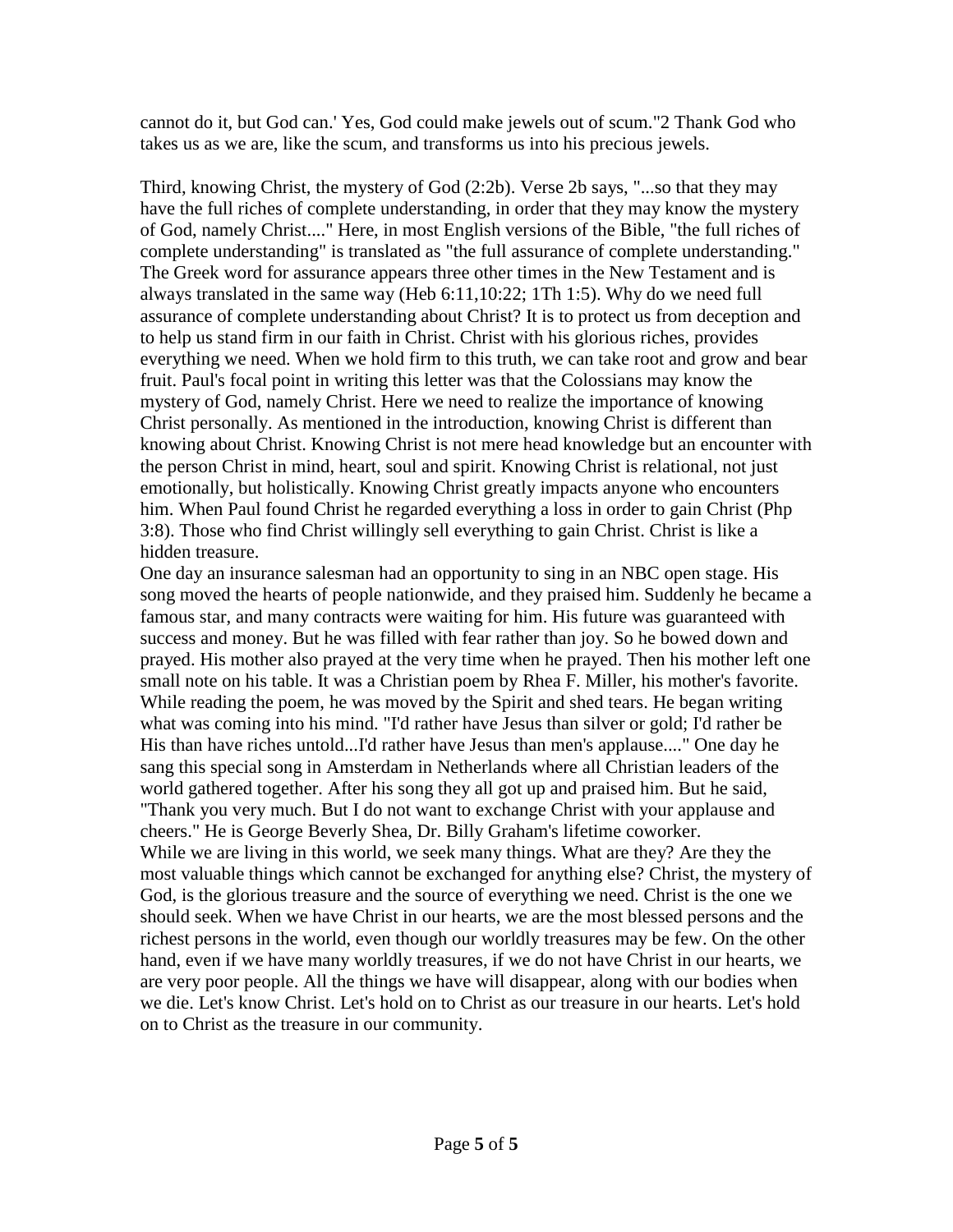cannot do it, but God can.' Yes, God could make jewels out of scum."2 Thank God who takes us as we are, like the scum, and transforms us into his precious jewels.

Third, knowing Christ, the mystery of God (2:2b). Verse 2b says, "...so that they may have the full riches of complete understanding, in order that they may know the mystery of God, namely Christ...." Here, in most English versions of the Bible, "the full riches of complete understanding" is translated as "the full assurance of complete understanding." The Greek word for assurance appears three other times in the New Testament and is always translated in the same way (Heb 6:11,10:22; 1Th 1:5). Why do we need full assurance of complete understanding about Christ? It is to protect us from deception and to help us stand firm in our faith in Christ. Christ with his glorious riches, provides everything we need. When we hold firm to this truth, we can take root and grow and bear fruit. Paul's focal point in writing this letter was that the Colossians may know the mystery of God, namely Christ. Here we need to realize the importance of knowing Christ personally. As mentioned in the introduction, knowing Christ is different than knowing about Christ. Knowing Christ is not mere head knowledge but an encounter with the person Christ in mind, heart, soul and spirit. Knowing Christ is relational, not just emotionally, but holistically. Knowing Christ greatly impacts anyone who encounters him. When Paul found Christ he regarded everything a loss in order to gain Christ (Php 3:8). Those who find Christ willingly sell everything to gain Christ. Christ is like a hidden treasure.

One day an insurance salesman had an opportunity to sing in an NBC open stage. His song moved the hearts of people nationwide, and they praised him. Suddenly he became a famous star, and many contracts were waiting for him. His future was guaranteed with success and money. But he was filled with fear rather than joy. So he bowed down and prayed. His mother also prayed at the very time when he prayed. Then his mother left one small note on his table. It was a Christian poem by Rhea F. Miller, his mother's favorite. While reading the poem, he was moved by the Spirit and shed tears. He began writing what was coming into his mind. "I'd rather have Jesus than silver or gold; I'd rather be His than have riches untold...I'd rather have Jesus than men's applause...." One day he sang this special song in Amsterdam in Netherlands where all Christian leaders of the world gathered together. After his song they all got up and praised him. But he said, "Thank you very much. But I do not want to exchange Christ with your applause and cheers." He is George Beverly Shea, Dr. Billy Graham's lifetime coworker.

While we are living in this world, we seek many things. What are they? Are they the most valuable things which cannot be exchanged for anything else? Christ, the mystery of God, is the glorious treasure and the source of everything we need. Christ is the one we should seek. When we have Christ in our hearts, we are the most blessed persons and the richest persons in the world, even though our worldly treasures may be few. On the other hand, even if we have many worldly treasures, if we do not have Christ in our hearts, we are very poor people. All the things we have will disappear, along with our bodies when we die. Let's know Christ. Let's hold on to Christ as our treasure in our hearts. Let's hold on to Christ as the treasure in our community.